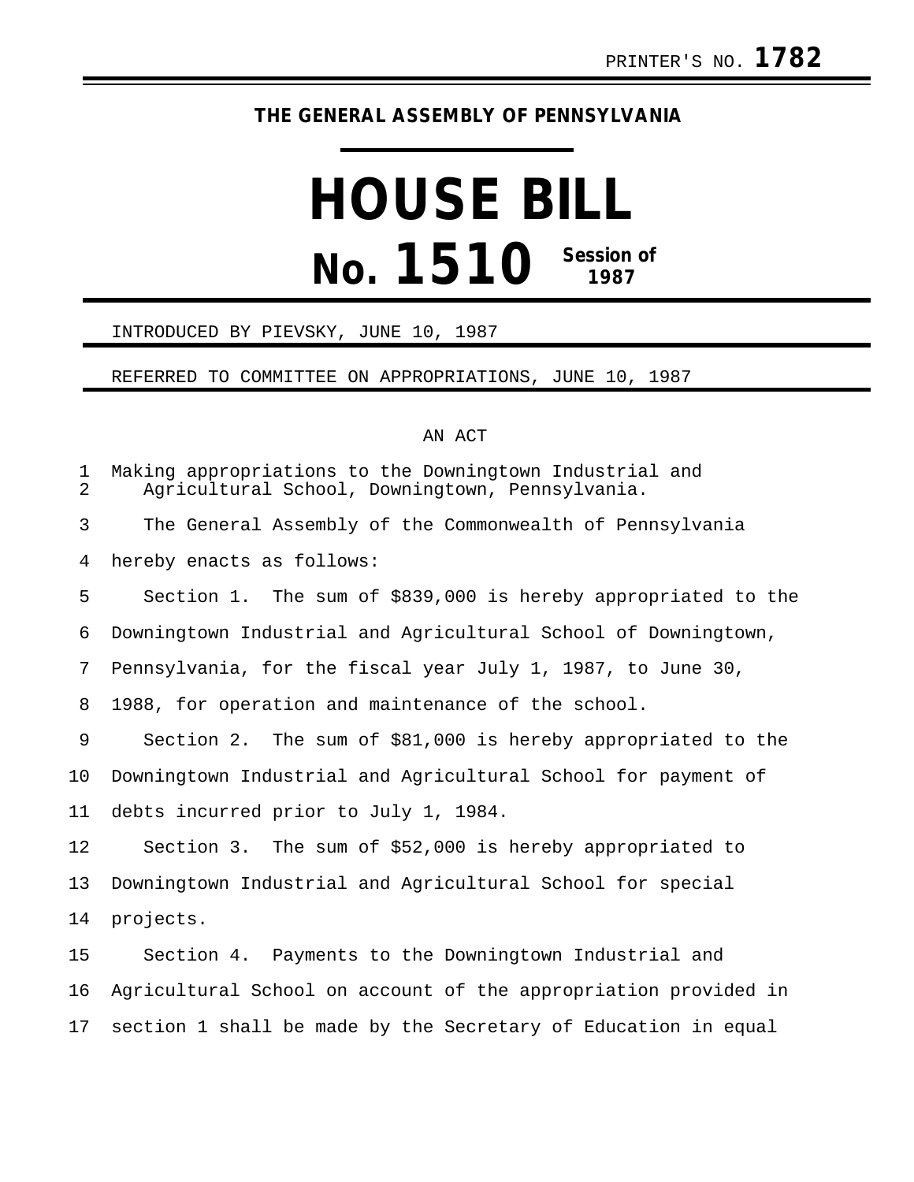PRINTER'S NO. **1782**

**THE GENERAL ASSEMBLY OF PENNSYLVANIA**

# HOUSE BILL

# No. 1510 Session of 1987

INTRODUCED BY PIEVSKY, JUNE 10, 1987

REFERRED TO COMMITTEE ON APPROPRIATIONS, JUNE 10, 1987

AN ACT

Making appropriations to the Downingtown Industrial and Agricultural School, Downingtown, Pennsylvania.

The General Assembly of the Commonwealth of Pennsylvania hereby enacts as follows:

Section 1. The sum of $839,000 is hereby appropriated to the Downingtown Industrial and Agricultural School of Downingtown, Pennsylvania, for the fiscal year July 1, 1987, to June 30, 1988, for operation and maintenance of the school.

Section 2. The sum of $81,000 is hereby appropriated to the Downingtown Industrial and Agricultural School for payment of debts incurred prior to July 1, 1984.

Section 3. The sum of $52,000 is hereby appropriated to Downingtown Industrial and Agricultural School for special projects.

Section 4. Payments to the Downingtown Industrial and Agricultural School on account of the appropriation provided in section 1 shall be made by the Secretary of Education in equal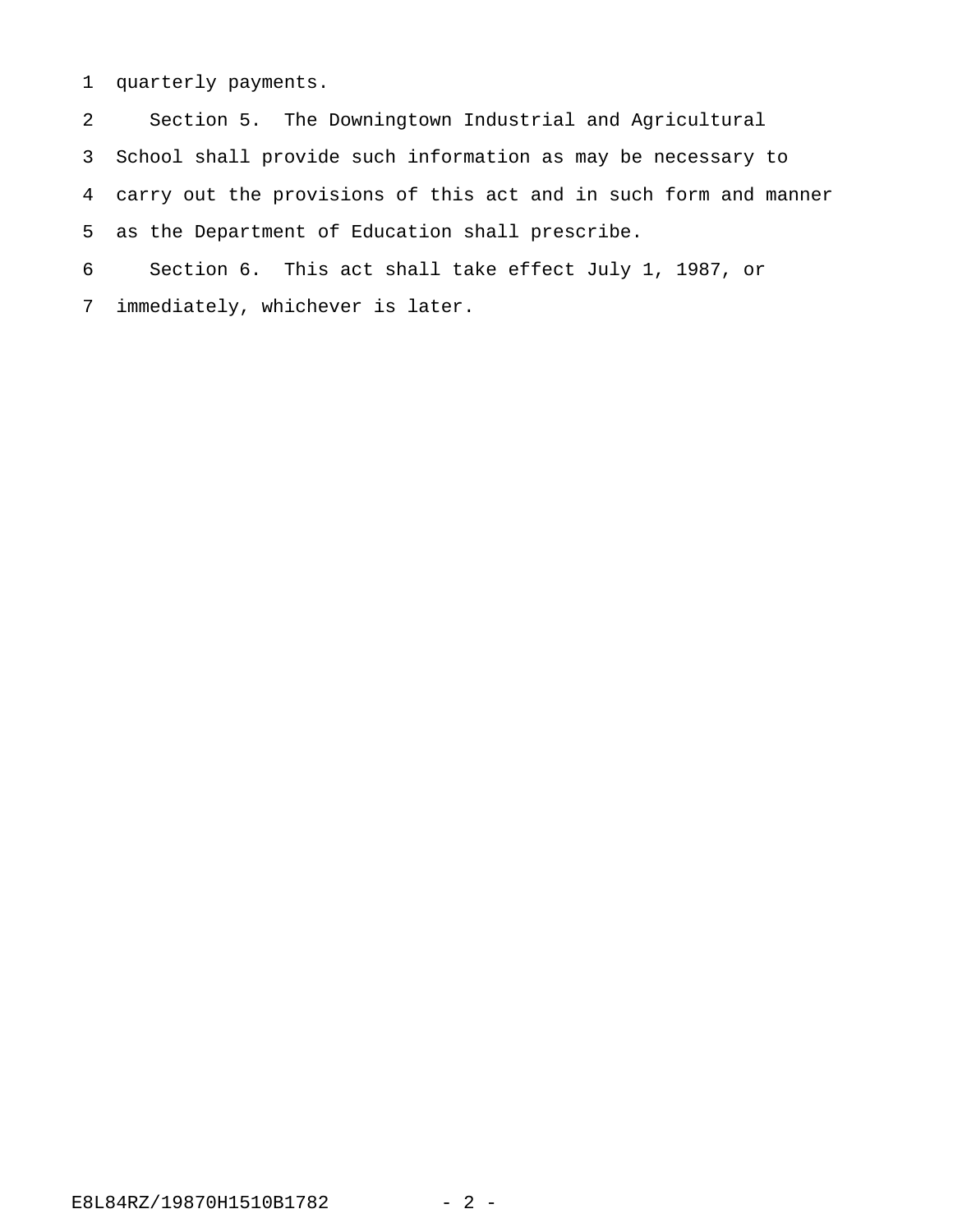quarterly payments.

Section 5. The Downingtown Industrial and Agricultural School shall provide such information as may be necessary to carry out the provisions of this act and in such form and manner as the Department of Education shall prescribe.

Section 6. This act shall take effect July 1, 1987, or immediately, whichever is later.